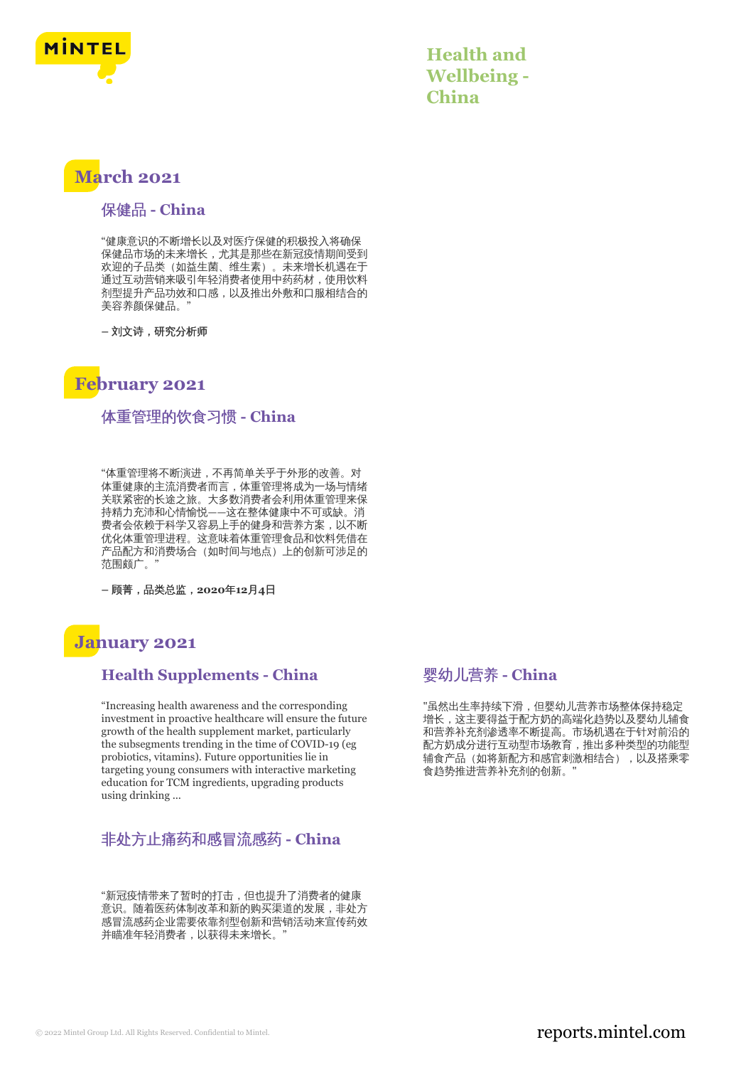# Health and Wellbeing - China

## March 2021

### 保健品 - China

"健康意识的不断增长以及对医疗保健的积极投入将确保保健品市场的未来增长，尤其是那些在新冠疫情期间受到欢迎的子品类（如益生菌、维生素）。未来增长机遇在于通过互动营销来吸引年轻消费者使用中药药材，使用饮料剂型提升产品功效和口感，以及推出外敷和口服相结合的美容养颜保健品。"

**– 刘文诗，研究分析师**

## February 2021

### 体重管理的饮食习惯 - China

"体重管理将不断演进，不再简单关乎于外形的改善。对体重健康的主流消费者而言，体重管理将成为一场与情绪关联紧密的长途之旅。大多数消费者会利用体重管理来保持精力充沛和心情愉悦——这在整体健康中不可或缺。消费者会依赖于科学又容易上手的健身和营养方案，以不断优化体重管理进程。这意味着体重管理食品和饮料凭借在产品配方和消费场合（如时间与地点）上的创新可涉足的范围颇广。"

**– 顾菁，品类总监，2020年12月4日**

## January 2021

### Health Supplements - China

"Increasing health awareness and the corresponding investment in proactive healthcare will ensure the future growth of the health supplement market, particularly the subsegments trending in the time of COVID-19 (eg probiotics, vitamins). Future opportunities lie in targeting young consumers with interactive marketing education for TCM ingredients, upgrading products using drinking ...

### 非处方止痛药和感冒流感药 - China

"新冠疫情带来了暂时的打击，但也提升了消费者的健康意识。随着医药体制改革和新的购买渠道的发展，非处方感冒流感药企业需要依靠剂型创新和营销活动来宣传药效并瞄准年轻消费者，以获得未来增长。"

### 婴幼儿营养 - China

"虽然出生率持续下滑，但婴幼儿营养市场整体保持稳定增长，这主要得益于配方奶的高端化趋势以及婴幼儿辅食和营养补充剂渗透率不断提高。市场机遇在于针对前沿的配方奶成分进行互动型市场教育，推出多种类型的功能型辅食产品（如将新配方和感官刺激相结合），以及搭乘零食趋势推进营养补充剂的创新。"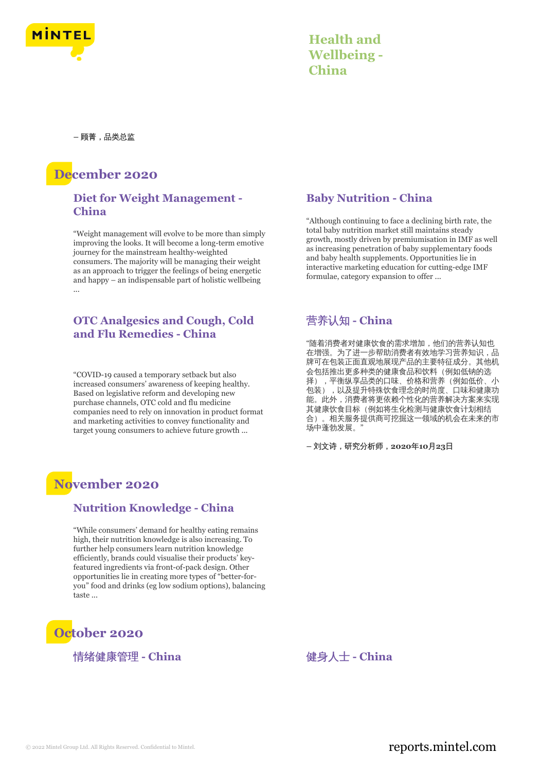– 顾菁，品类总监

## December 2020

### Diet for Weight Management - China

"Weight management will evolve to be more than simply improving the looks. It will become a long-term emotive journey for the mainstream healthy-weighted consumers. The majority will be managing their weight as an approach to trigger the feelings of being energetic and happy – an indispensable part of holistic wellbeing ...

### Baby Nutrition - China

"Although continuing to face a declining birth rate, the total baby nutrition market still maintains steady growth, mostly driven by premiumisation in IMF as well as increasing penetration of baby supplementary foods and baby health supplements. Opportunities lie in interactive marketing education for cutting-edge IMF formulae, category expansion to offer ...

### OTC Analgesics and Cough, Cold and Flu Remedies - China

"COVID-19 caused a temporary setback but also increased consumers' awareness of keeping healthy. Based on legislative reform and developing new purchase channels, OTC cold and flu medicine companies need to rely on innovation in product format and marketing activities to convey functionality and target young consumers to achieve future growth ...

### 营养认知 - China

"随着消费者对健康饮食的需求增加，他们的营养认知也在增强。为了进一步帮助消费者有效地学习营养知识，品牌可在包装正面直观地展现产品的主要特征成分。其他机会包括推出更多种类的健康食品和饮料（例如低钠的选择），平衡纵享品类的口味、价格和营养（例如低价、小包装），以及提升特殊饮食理念的时尚度、口味和健康功能。此外，消费者将更依赖个性化的营养解决方案来实现其健康饮食目标（例如将生化检测与健康饮食计划相结合）。相关服务提供商可挖掘这一领域的机会在未来的市场中蓬勃发展。"

– 刘文诗，研究分析师，2020年10月23日

## November 2020

### Nutrition Knowledge - China

"While consumers' demand for healthy eating remains high, their nutrition knowledge is also increasing. To further help consumers learn nutrition knowledge efficiently, brands could visualise their products' key-featured ingredients via front-of-pack design. Other opportunities lie in creating more types of "better-for-you" food and drinks (eg low sodium options), balancing taste ...

## October 2020

### 情绪健康管理 - China

### 健身人士 - China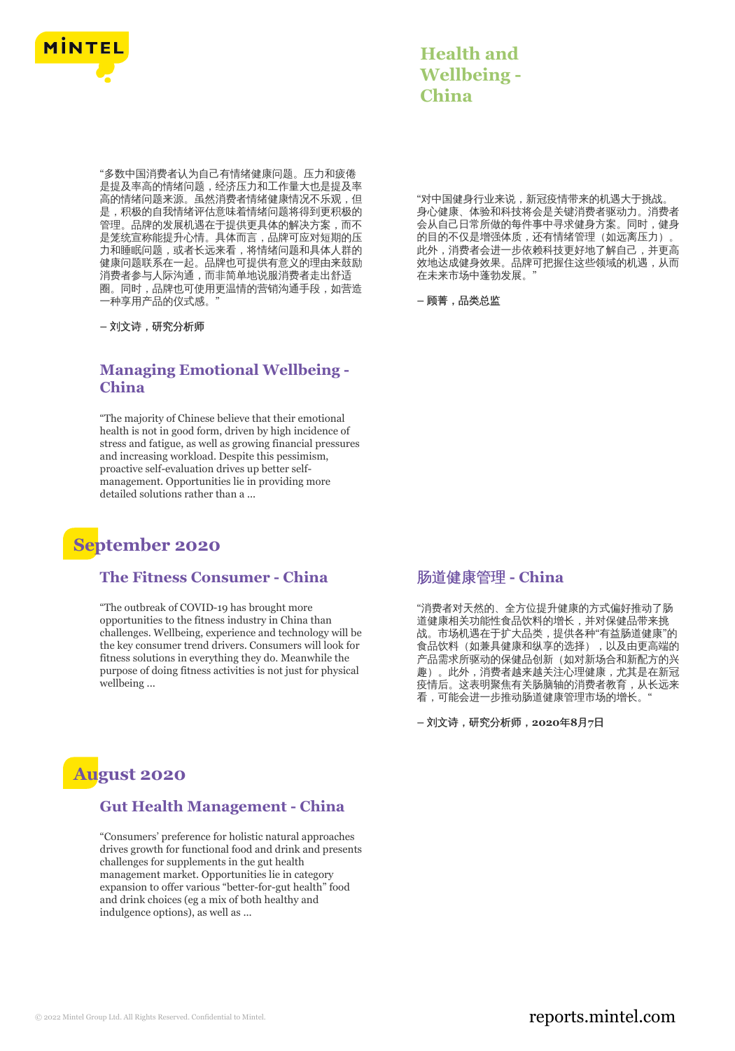# Health and Wellbeing - China

"多数中国消费者认为自己有情绪健康问题。压力和疲倦是提及率高的情绪问题，经济压力和工作量大也是提及率高的情绪问题来源。虽然消费者情绪健康情况不乐观，但是，积极的自我情绪评估意味着情绪问题将得到更积极的管理。品牌的发展机遇在于提供更具体的解决方案，而不是笼统宣称能提升心情。具体而言，品牌可应对短期的压力和睡眠问题，或者长远来看，将情绪问题和具体人群的健康问题联系在一起。品牌也可提供有意义的理由来鼓励消费者参与人际沟通，而非简单地说服消费者走出舒适圈。同时，品牌也可使用更温情的营销沟通手段，如营造一种享用产品的仪式感。"

– 刘文诗，研究分析师

### Managing Emotional Wellbeing - China

"The majority of Chinese believe that their emotional health is not in good form, driven by high incidence of stress and fatigue, as well as growing financial pressures and increasing workload. Despite this pessimism, proactive self-evaluation drives up better self-management. Opportunities lie in providing more detailed solutions rather than a ...

"对中国健身行业来说，新冠疫情带来的机遇大于挑战。身心健康、体验和科技将会是关键消费者驱动力。消费者会从自己日常所做的每件事中寻求健身方案。同时，健身的目的不仅是增强体质，还有情绪管理（如远离压力）。此外，消费者会进一步依赖科技更好地了解自己，并更高效地达成健身效果。品牌可把握住这些领域的机遇，从而在未来市场中蓬勃发展。"

– 顾菁，品类总监

## September 2020

### The Fitness Consumer - China

"The outbreak of COVID-19 has brought more opportunities to the fitness industry in China than challenges. Wellbeing, experience and technology will be the key consumer trend drivers. Consumers will look for fitness solutions in everything they do. Meanwhile the purpose of doing fitness activities is not just for physical wellbeing ...

### 肠道健康管理 - China

"消费者对天然的、全方位提升健康的方式偏好推动了肠道健康相关功能性食品饮料的增长，并对保健品带来挑战。市场机遇在于扩大品类，提供各种"有益肠道健康"的食品饮料（如兼具健康和纵享的选择），以及由更高端的产品需求所驱动的保健品创新（如对新场合和新配方的兴趣）。此外，消费者越来越关注心理健康，尤其是在新冠疫情后。这表明聚焦有关肠脑轴的消费者教育，从长远来看，可能会进一步推动肠道健康管理市场的增长。"

– 刘文诗，研究分析师，2020年8月7日

## August 2020

### Gut Health Management - China

"Consumers' preference for holistic natural approaches drives growth for functional food and drink and presents challenges for supplements in the gut health management market. Opportunities lie in category expansion to offer various "better-for-gut health" food and drink choices (eg a mix of both healthy and indulgence options), as well as ...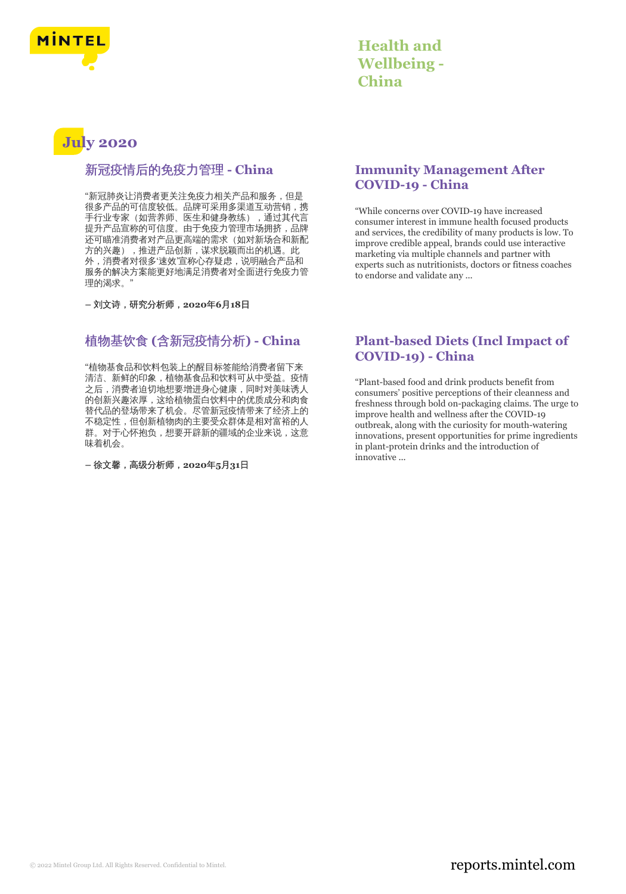## July 2020

### 新冠疫情后的免疫力管理 - China

"新冠肺炎让消费者更关注免疫力相关产品和服务，但是很多产品的可信度较低。品牌可采用多渠道互动营销，携手行业专家（如营养师、医生和健身教练），通过其代言提升产品宣称的可信度。由于免疫力管理市场拥挤，品牌还可瞄准消费者对产品更高端的需求（如对新场合和新配方的兴趣），推进产品创新，谋求脱颖而出的机遇。此外，消费者对很多'速效'宣称心存疑虑，说明融合产品和服务的解决方案能更好地满足消费者对全面进行免疫力管理的渴求。"

**– 刘文诗，研究分析师，2020年6月18日**

### Immunity Management After COVID-19 - China

"While concerns over COVID-19 have increased consumer interest in immune health focused products and services, the credibility of many products is low. To improve credible appeal, brands could use interactive marketing via multiple channels and partner with experts such as nutritionists, doctors or fitness coaches to endorse and validate any ...

### 植物基饮食 (含新冠疫情分析) - China

"植物基食品和饮料包装上的醒目标签能给消费者留下来清洁、新鲜的印象，植物基食品和饮料可从中受益。疫情之后，消费者迫切地想要增进身心健康，同时对美味诱人的创新兴趣浓厚，这给植物蛋白饮料中的优质成分和肉食替代品的登场带来了机会。尽管新冠疫情带来了经济上的不稳定性，但创新植物肉的主要受众群体是相对富裕的人群。对于心怀抱负，想要开辟新的疆域的企业来说，这意味着机会。

**– 徐文馨，高级分析师，2020年5月31日**

### Plant-based Diets (Incl Impact of COVID-19) - China

"Plant-based food and drink products benefit from consumers' positive perceptions of their cleanness and freshness through bold on-packaging claims. The urge to improve health and wellness after the COVID-19 outbreak, along with the curiosity for mouth-watering innovations, present opportunities for prime ingredients in plant-protein drinks and the introduction of innovative ...